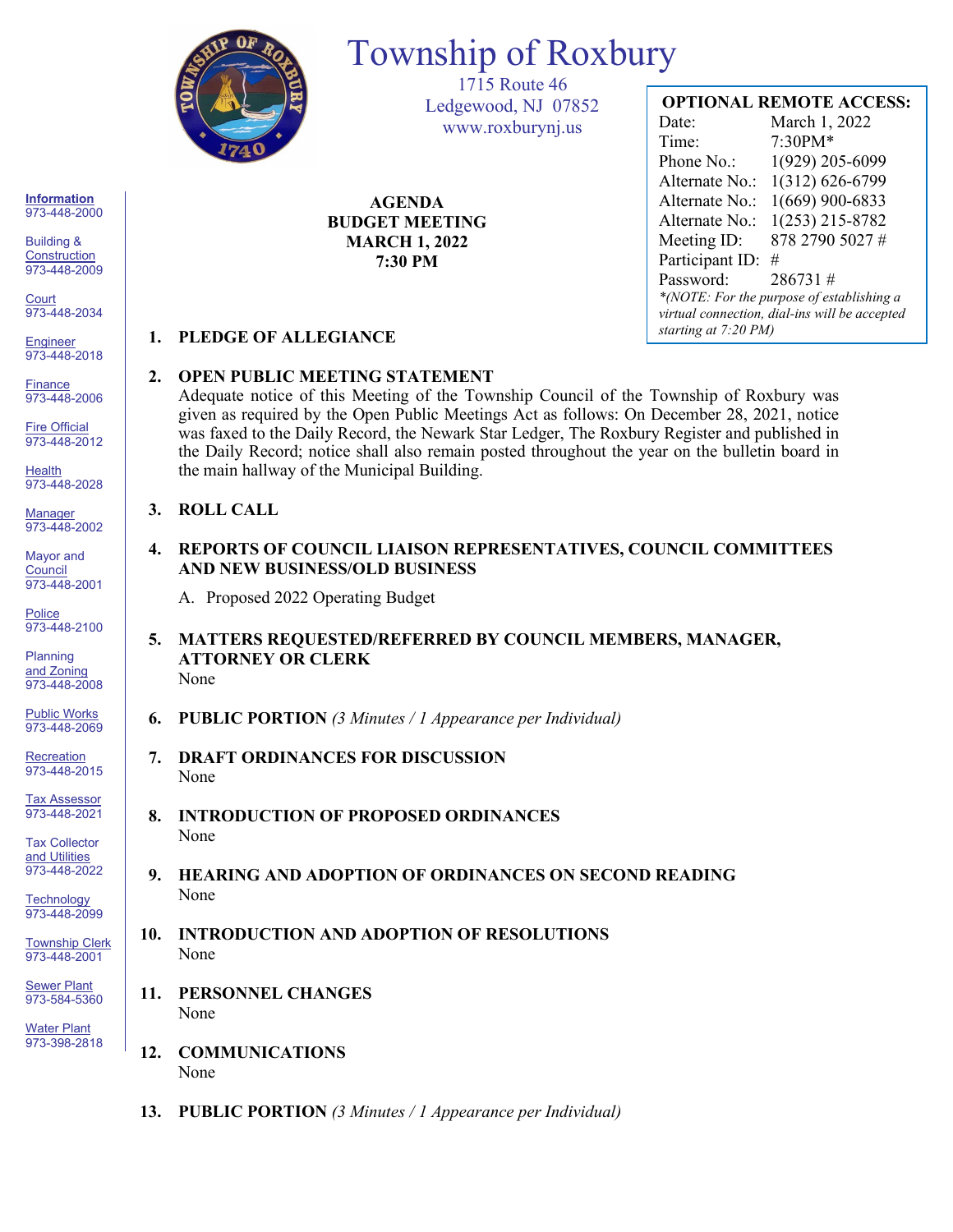# Township of Roxbury

1715 Route 46
Ledgewood, NJ 07852
www.roxburynj.us

**OPTIONAL REMOTE ACCESS:**

| | |
|---|---|
| Date: | March 1, 2022 |
| Time: | 7:30PM* |
| Phone No.: | 1(929) 205-6099 |
| Alternate No.: | 1(312) 626-6799 |
| Alternate No.: | 1(669) 900-6833 |
| Alternate No.: | 1(253) 215-8782 |
| Meeting ID: | 878 2790 5027 # |
| Participant ID: | # |
| Password: | 286731 # |

*\*(NOTE: For the purpose of establishing a virtual connection, dial-ins will be accepted starting at 7:20 PM)*

**Information**
973-448-2000

Building & Construction
973-448-2009

Court
973-448-2034

Engineer
973-448-2018

Finance
973-448-2006

Fire Official
973-448-2012

Health
973-448-2028

Manager
973-448-2002

Mayor and Council
973-448-2001

Police
973-448-2100

Planning and Zoning
973-448-2008

Public Works
973-448-2069

Recreation
973-448-2015

Tax Assessor
973-448-2021

Tax Collector and Utilities
973-448-2022

Technology
973-448-2099

Township Clerk
973-448-2001

Sewer Plant
973-584-5360

Water Plant
973-398-2818

**AGENDA**
**BUDGET MEETING**
**MARCH 1, 2022**
**7:30 PM**

1. **PLEDGE OF ALLEGIANCE**

2. **OPEN PUBLIC MEETING STATEMENT**
   Adequate notice of this Meeting of the Township Council of the Township of Roxbury was given as required by the Open Public Meetings Act as follows: On December 28, 2021, notice was faxed to the Daily Record, the Newark Star Ledger, The Roxbury Register and published in the Daily Record; notice shall also remain posted throughout the year on the bulletin board in the main hallway of the Municipal Building.

3. **ROLL CALL**

4. **REPORTS OF COUNCIL LIAISON REPRESENTATIVES, COUNCIL COMMITTEES AND NEW BUSINESS/OLD BUSINESS**
   A. Proposed 2022 Operating Budget

5. **MATTERS REQUESTED/REFERRED BY COUNCIL MEMBERS, MANAGER, ATTORNEY OR CLERK**
   None

6. **PUBLIC PORTION** *(3 Minutes / 1 Appearance per Individual)*

7. **DRAFT ORDINANCES FOR DISCUSSION**
   None

8. **INTRODUCTION OF PROPOSED ORDINANCES**
   None

9. **HEARING AND ADOPTION OF ORDINANCES ON SECOND READING**
   None

10. **INTRODUCTION AND ADOPTION OF RESOLUTIONS**
    None

11. **PERSONNEL CHANGES**
    None

12. **COMMUNICATIONS**
    None

13. **PUBLIC PORTION** *(3 Minutes / 1 Appearance per Individual)*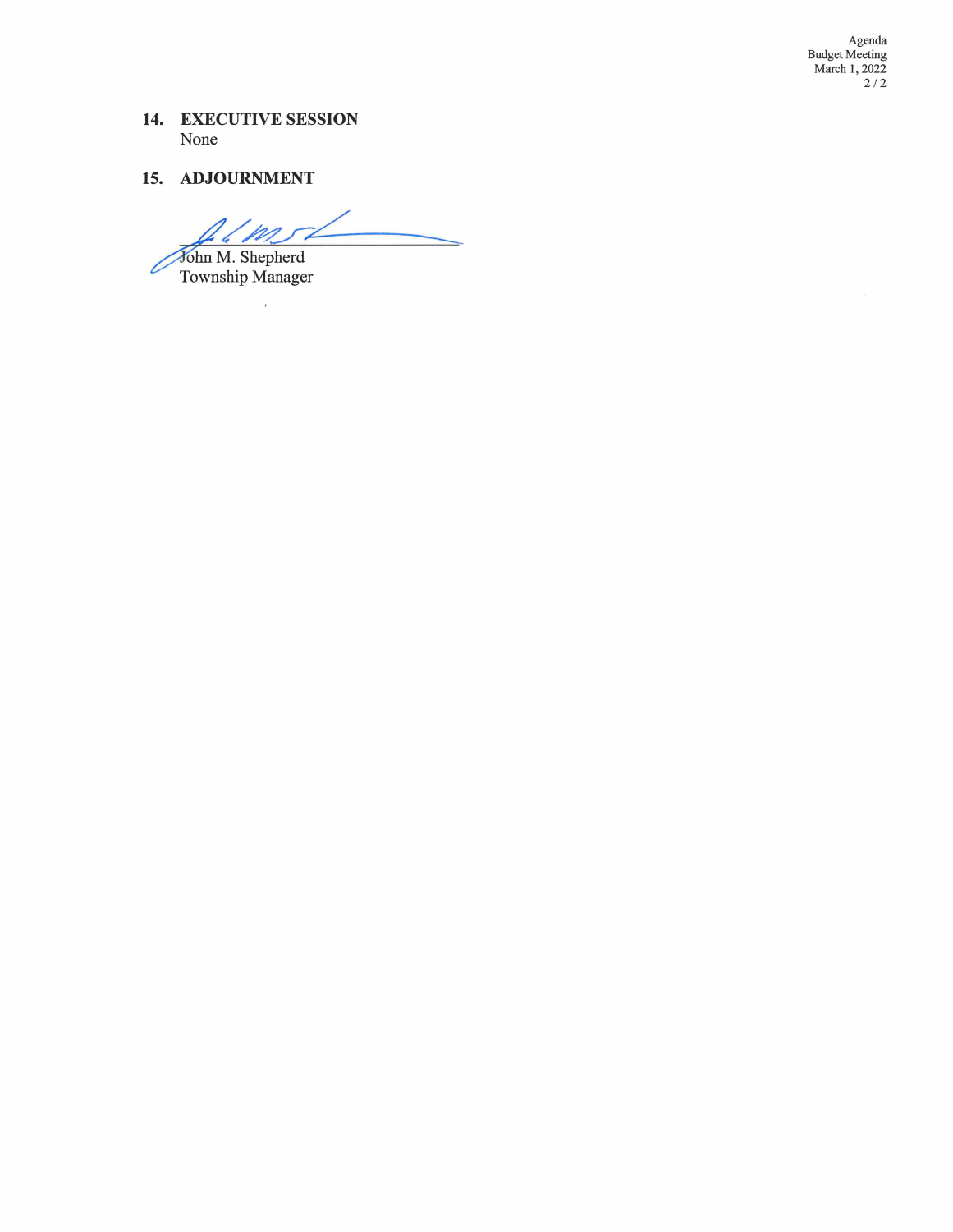## 14. EXECUTIVE SESSION

None

## 15. ADJOURNMENT

John M. Shepherd
Township Manager